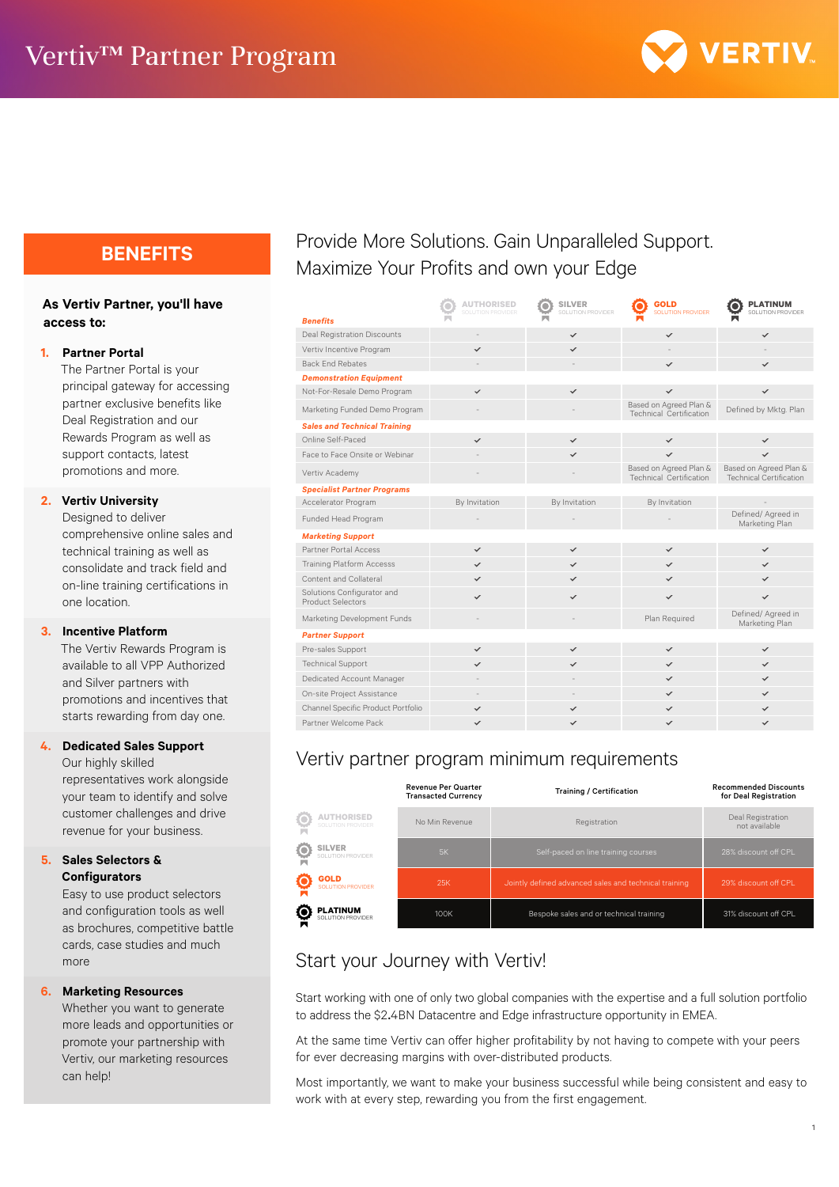# Vertiv™ Partner Program

## BENEFITS

**As Vertiv Partner, you'll have access to:**

1. **Partner Portal**
   The Partner Portal is your principal gateway for accessing partner exclusive benefits like Deal Registration and our Rewards Program as well as support contacts, latest promotions and more.

2. **Vertiv University**
   Designed to deliver comprehensive online sales and technical training as well as consolidate and track field and on-line training certifications in one location.

3. **Incentive Platform**
   The Vertiv Rewards Program is available to all VPP Authorized and Silver partners with promotions and incentives that starts rewarding from day one.

4. **Dedicated Sales Support**
   Our highly skilled representatives work alongside your team to identify and solve customer challenges and drive revenue for your business.

5. **Sales Selectors & Configurators**
   Easy to use product selectors and configuration tools as well as brochures, competitive battle cards, case studies and much more

6. **Marketing Resources**
   Whether you want to generate more leads and opportunities or promote your partnership with Vertiv, our marketing resources can help!

## Provide More Solutions. Gain Unparalleled Support. Maximize Your Profits and own your Edge

| | AUTHORISED SOLUTION PROVIDER | SILVER SOLUTION PROVIDER | GOLD SOLUTION PROVIDER | PLATINUM SOLUTION PROVIDER |
|---|---|---|---|---|
| ***Benefits*** | | | | |
| Deal Registration Discounts | - | ✓ | ✓ | ✓ |
| Vertiv Incentive Program | ✓ | ✓ | - | - |
| Back End Rebates | - | - | ✓ | ✓ |
| ***Demonstration Equipment*** | | | | |
| Not-For-Resale Demo Program | ✓ | ✓ | ✓ | ✓ |
| Marketing Funded Demo Program | - | - | Based on Agreed Plan & Technical Certification | Defined by Mktg. Plan |
| ***Sales and Technical Training*** | | | | |
| Online Self-Paced | ✓ | ✓ | ✓ | ✓ |
| Face to Face Onsite or Webinar | - | ✓ | ✓ | ✓ |
| Vertiv Academy | - | - | Based on Agreed Plan & Technical Certification | Based on Agreed Plan & Technical Certification |
| ***Specialist Partner Programs*** | | | | |
| Accelerator Program | By Invitation | By Invitation | By Invitation | - |
| Funded Head Program | - | - | - | Defined/ Agreed in Marketing Plan |
| ***Marketing Support*** | | | | |
| Partner Portal Access | ✓ | ✓ | ✓ | ✓ |
| Training Platform Accesss | ✓ | ✓ | ✓ | ✓ |
| Content and Collateral | ✓ | ✓ | ✓ | ✓ |
| Solutions Configurator and Product Selectors | ✓ | ✓ | ✓ | ✓ |
| Marketing Development Funds | - | - | Plan Required | Defined/ Agreed in Marketing Plan |
| ***Partner Support*** | | | | |
| Pre-sales Support | ✓ | ✓ | ✓ | ✓ |
| Technical Support | ✓ | ✓ | ✓ | ✓ |
| Dedicated Account Manager | - | - | ✓ | ✓ |
| On-site Project Assistance | - | - | ✓ | ✓ |
| Channel Specific Product Portfolio | ✓ | ✓ | ✓ | ✓ |
| Partner Welcome Pack | ✓ | ✓ | ✓ | ✓ |

## Vertiv partner program minimum requirements

| | Revenue Per Quarter Transacted Currency | Training / Certification | Recommended Discounts for Deal Registration |
|---|---|---|---|
| AUTHORISED SOLUTION PROVIDER | No Min Revenue | Registration | Deal Registration not available |
| SILVER SOLUTION PROVIDER | 5K | Self-paced on line training courses | 28% discount off CPL |
| GOLD SOLUTION PROVIDER | 25K | Jointly defined advanced sales and technical training | 29% discount off CPL |
| PLATINUM SOLUTION PROVIDER | 100K | Bespoke sales and or technical training | 31% discount off CPL |

## Start your Journey with Vertiv!

Start working with one of only two global companies with the expertise and a full solution portfolio to address the $2.4BN Datacentre and Edge infrastructure opportunity in EMEA.

At the same time Vertiv can offer higher profitability by not having to compete with your peers for ever decreasing margins with over-distributed products.

Most importantly, we want to make your business successful while being consistent and easy to work with at every step, rewarding you from the first engagement.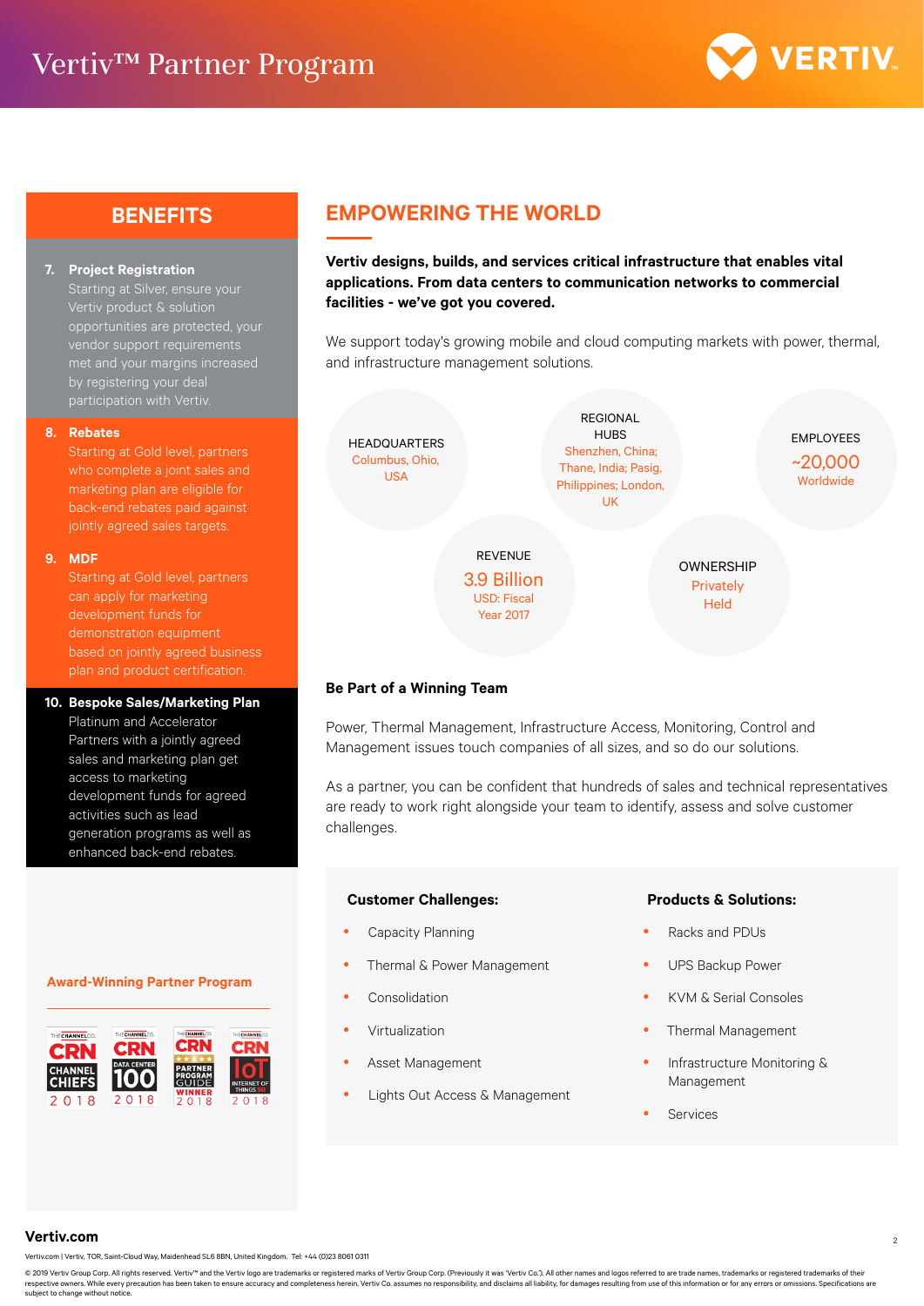# Vertiv™ Partner Program

## BENEFITS

7. **Project Registration**
   Starting at Silver, ensure your Vertiv product & solution opportunities are protected, your vendor support requirements met and your margins increased by registering your deal participation with Vertiv.

8. **Rebates**
   Starting at Gold level, partners who complete a joint sales and marketing plan are eligible for back-end rebates paid against jointly agreed sales targets.

9. **MDF**
   Starting at Gold level, partners can apply for marketing development funds for demonstration equipment based on jointly agreed business plan and product certification.

10. **Bespoke Sales/Marketing Plan**
    Platinum and Accelerator Partners with a jointly agreed sales and marketing plan get access to marketing development funds for agreed activities such as lead generation programs as well as enhanced back-end rebates.

**Award-Winning Partner Program**

CRN Channel Chiefs 2018
CRN Data Center 100 2018
CRN Partner Program Guide Winner 2018
CRN IoT Internet of Things 50 2018

## EMPOWERING THE WORLD

**Vertiv designs, builds, and services critical infrastructure that enables vital applications. From data centers to communication networks to commercial facilities - we've got you covered.**

We support today's growing mobile and cloud computing markets with power, thermal, and infrastructure management solutions.

HEADQUARTERS
Columbus, Ohio, USA

REGIONAL HUBS
Shenzhen, China; Thane, India; Pasig, Philippines; London, UK

EMPLOYEES
~20,000
Worldwide

REVENUE
3.9 Billion
USD: Fiscal Year 2017

OWNERSHIP
Privately Held

### Be Part of a Winning Team

Power, Thermal Management, Infrastructure Access, Monitoring, Control and Management issues touch companies of all sizes, and so do our solutions.

As a partner, you can be confident that hundreds of sales and technical representatives are ready to work right alongside your team to identify, assess and solve customer challenges.

**Customer Challenges:**

- Capacity Planning
- Thermal & Power Management
- Consolidation
- Virtualization
- Asset Management
- Lights Out Access & Management

**Products & Solutions:**

- Racks and PDUs
- UPS Backup Power
- KVM & Serial Consoles
- Thermal Management
- Infrastructure Monitoring & Management
- Services

**Vertiv.com**

Vertiv.com | Vertiv, TOR, Saint-Cloud Way, Maidenhead SL6 8BN, United Kingdom. Tel: +44 (0)23 8061 0311

© 2019 Vertiv Group Corp. All rights reserved. Vertiv™ and the Vertiv logo are trademarks or registered marks of Vertiv Group Corp. (Previously it was 'Vertiv Co.'). All other names and logos referred to are trade names, trademarks or registered trademarks of their respective owners. While every precaution has been taken to ensure accuracy and completeness herein, Vertiv Co. assumes no responsibility, and disclaims all liability, for damages resulting from use of this information or for any errors or omissions. Specifications are subject to change without notice.